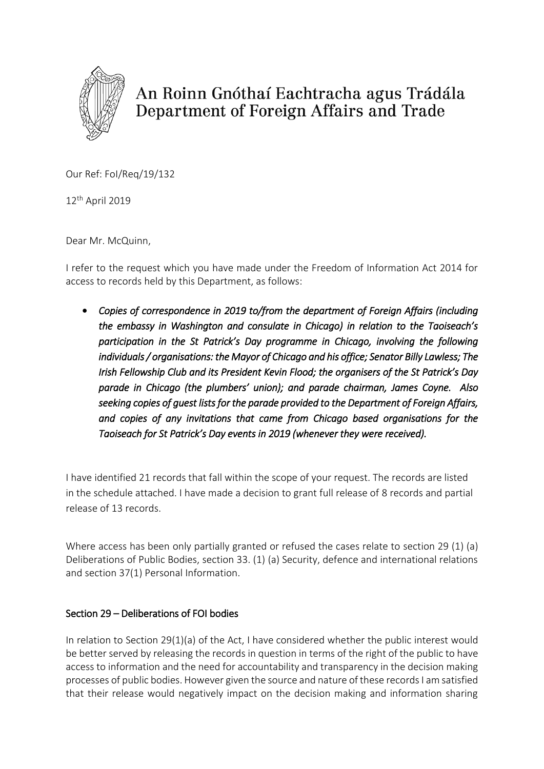An Roinn Gnóthaí Eachtracha agus Trádála
Department of Foreign Affairs and Trade

Our Ref: FoI/Req/19/132

12th April 2019

Dear Mr. McQuinn,

I refer to the request which you have made under the Freedom of Information Act 2014 for access to records held by this Department, as follows:

- *Copies of correspondence in 2019 to/from the department of Foreign Affairs (including the embassy in Washington and consulate in Chicago) in relation to the Taoiseach's participation in the St Patrick's Day programme in Chicago, involving the following individuals / organisations: the Mayor of Chicago and his office; Senator Billy Lawless; The Irish Fellowship Club and its President Kevin Flood; the organisers of the St Patrick's Day parade in Chicago (the plumbers' union); and parade chairman, James Coyne. Also seeking copies of guest lists for the parade provided to the Department of Foreign Affairs, and copies of any invitations that came from Chicago based organisations for the Taoiseach for St Patrick's Day events in 2019 (whenever they were received).*

I have identified 21 records that fall within the scope of your request. The records are listed in the schedule attached. I have made a decision to grant full release of 8 records and partial release of 13 records.

Where access has been only partially granted or refused the cases relate to section 29 (1) (a) Deliberations of Public Bodies, section 33. (1) (a) Security, defence and international relations and section 37(1) Personal Information.

## Section 29 – Deliberations of FOI bodies

In relation to Section 29(1)(a) of the Act, I have considered whether the public interest would be better served by releasing the records in question in terms of the right of the public to have access to information and the need for accountability and transparency in the decision making processes of public bodies. However given the source and nature of these records I am satisfied that their release would negatively impact on the decision making and information sharing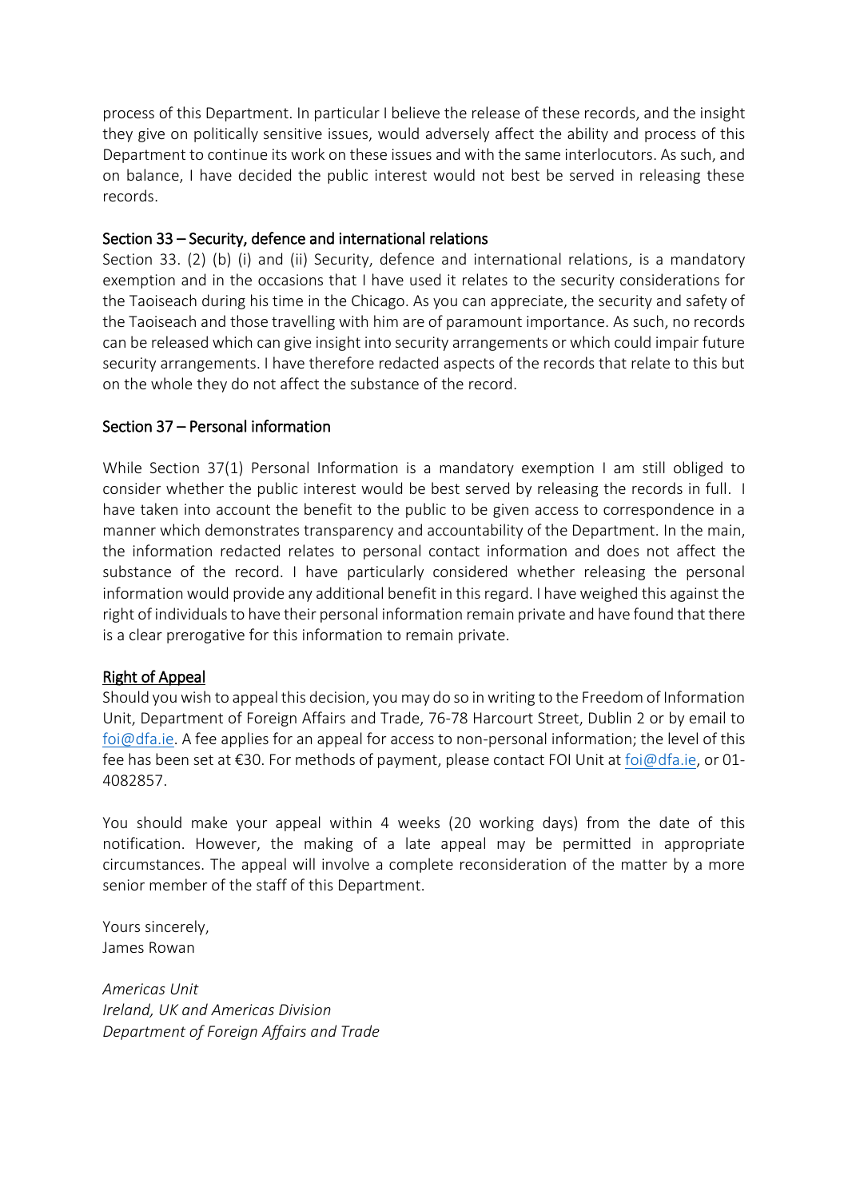process of this Department. In particular I believe the release of these records, and the insight they give on politically sensitive issues, would adversely affect the ability and process of this Department to continue its work on these issues and with the same interlocutors. As such, and on balance, I have decided the public interest would not best be served in releasing these records.

Section 33 – Security, defence and international relations

Section 33. (2) (b) (i) and (ii) Security, defence and international relations, is a mandatory exemption and in the occasions that I have used it relates to the security considerations for the Taoiseach during his time in the Chicago. As you can appreciate, the security and safety of the Taoiseach and those travelling with him are of paramount importance. As such, no records can be released which can give insight into security arrangements or which could impair future security arrangements. I have therefore redacted aspects of the records that relate to this but on the whole they do not affect the substance of the record.

Section 37 – Personal information

While Section 37(1) Personal Information is a mandatory exemption I am still obliged to consider whether the public interest would be best served by releasing the records in full. I have taken into account the benefit to the public to be given access to correspondence in a manner which demonstrates transparency and accountability of the Department. In the main, the information redacted relates to personal contact information and does not affect the substance of the record. I have particularly considered whether releasing the personal information would provide any additional benefit in this regard. I have weighed this against the right of individuals to have their personal information remain private and have found that there is a clear prerogative for this information to remain private.

Right of Appeal

Should you wish to appeal this decision, you may do so in writing to the Freedom of Information Unit, Department of Foreign Affairs and Trade, 76-78 Harcourt Street, Dublin 2 or by email to foi@dfa.ie. A fee applies for an appeal for access to non-personal information; the level of this fee has been set at €30. For methods of payment, please contact FOI Unit at foi@dfa.ie, or 01-4082857.

You should make your appeal within 4 weeks (20 working days) from the date of this notification. However, the making of a late appeal may be permitted in appropriate circumstances. The appeal will involve a complete reconsideration of the matter by a more senior member of the staff of this Department.

Yours sincerely,
James Rowan

*Americas Unit*
*Ireland, UK and Americas Division*
*Department of Foreign Affairs and Trade*